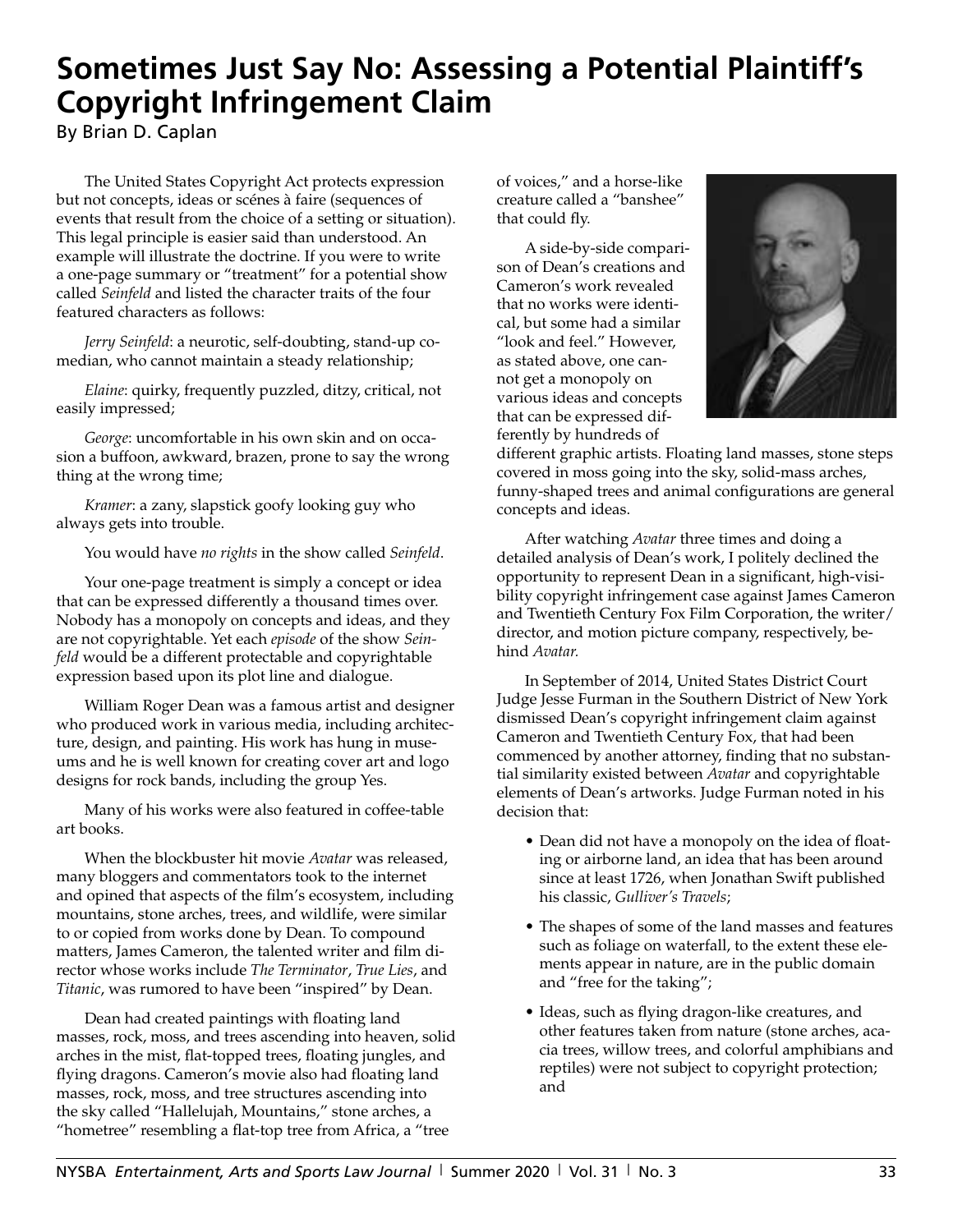# Sometimes Just Say No: Assessing a Potential Plaintiff's Copyright Infringement Claim

By Brian D. Caplan

The United States Copyright Act protects expression but not concepts, ideas or scénes à faire (sequences of events that result from the choice of a setting or situation). This legal principle is easier said than understood. An example will illustrate the doctrine. If you were to write a one-page summary or "treatment" for a potential show called *Seinfeld* and listed the character traits of the four featured characters as follows:

*Jerry Seinfeld*: a neurotic, self-doubting, stand-up comedian, who cannot maintain a steady relationship;

*Elaine*: quirky, frequently puzzled, ditzy, critical, not easily impressed;

*George*: uncomfortable in his own skin and on occasion a buffoon, awkward, brazen, prone to say the wrong thing at the wrong time;

*Kramer*: a zany, slapstick goofy looking guy who always gets into trouble.

You would have *no rights* in the show called *Seinfeld*.

Your one-page treatment is simply a concept or idea that can be expressed differently a thousand times over. Nobody has a monopoly on concepts and ideas, and they are not copyrightable. Yet each *episode* of the show *Seinfeld* would be a different protectable and copyrightable expression based upon its plot line and dialogue.

William Roger Dean was a famous artist and designer who produced work in various media, including architecture, design, and painting. His work has hung in museums and he is well known for creating cover art and logo designs for rock bands, including the group Yes.

Many of his works were also featured in coffee-table art books.

When the blockbuster hit movie *Avatar* was released, many bloggers and commentators took to the internet and opined that aspects of the film's ecosystem, including mountains, stone arches, trees, and wildlife, were similar to or copied from works done by Dean. To compound matters, James Cameron, the talented writer and film director whose works include *The Terminator*, *True Lies*, and *Titanic*, was rumored to have been "inspired" by Dean.

Dean had created paintings with floating land masses, rock, moss, and trees ascending into heaven, solid arches in the mist, flat-topped trees, floating jungles, and flying dragons. Cameron's movie also had floating land masses, rock, moss, and tree structures ascending into the sky called "Hallelujah, Mountains," stone arches, a "hometree" resembling a flat-top tree from Africa, a "tree of voices," and a horse-like creature called a "banshee" that could fly.

A side-by-side comparison of Dean's creations and Cameron's work revealed that no works were identical, but some had a similar "look and feel." However, as stated above, one cannot get a monopoly on various ideas and concepts that can be expressed differently by hundreds of different graphic artists. Floating land masses, stone steps covered in moss going into the sky, solid-mass arches, funny-shaped trees and animal configurations are general concepts and ideas.

After watching *Avatar* three times and doing a detailed analysis of Dean's work, I politely declined the opportunity to represent Dean in a significant, high-visibility copyright infringement case against James Cameron and Twentieth Century Fox Film Corporation, the writer/director, and motion picture company, respectively, behind *Avatar.*

In September of 2014, United States District Court Judge Jesse Furman in the Southern District of New York dismissed Dean's copyright infringement claim against Cameron and Twentieth Century Fox, that had been commenced by another attorney, finding that no substantial similarity existed between *Avatar* and copyrightable elements of Dean's artworks. Judge Furman noted in his decision that:

- Dean did not have a monopoly on the idea of floating or airborne land, an idea that has been around since at least 1726, when Jonathan Swift published his classic, *Gulliver's Travels*;
- The shapes of some of the land masses and features such as foliage on waterfall, to the extent these elements appear in nature, are in the public domain and "free for the taking";
- Ideas, such as flying dragon-like creatures, and other features taken from nature (stone arches, acacia trees, willow trees, and colorful amphibians and reptiles) were not subject to copyright protection; and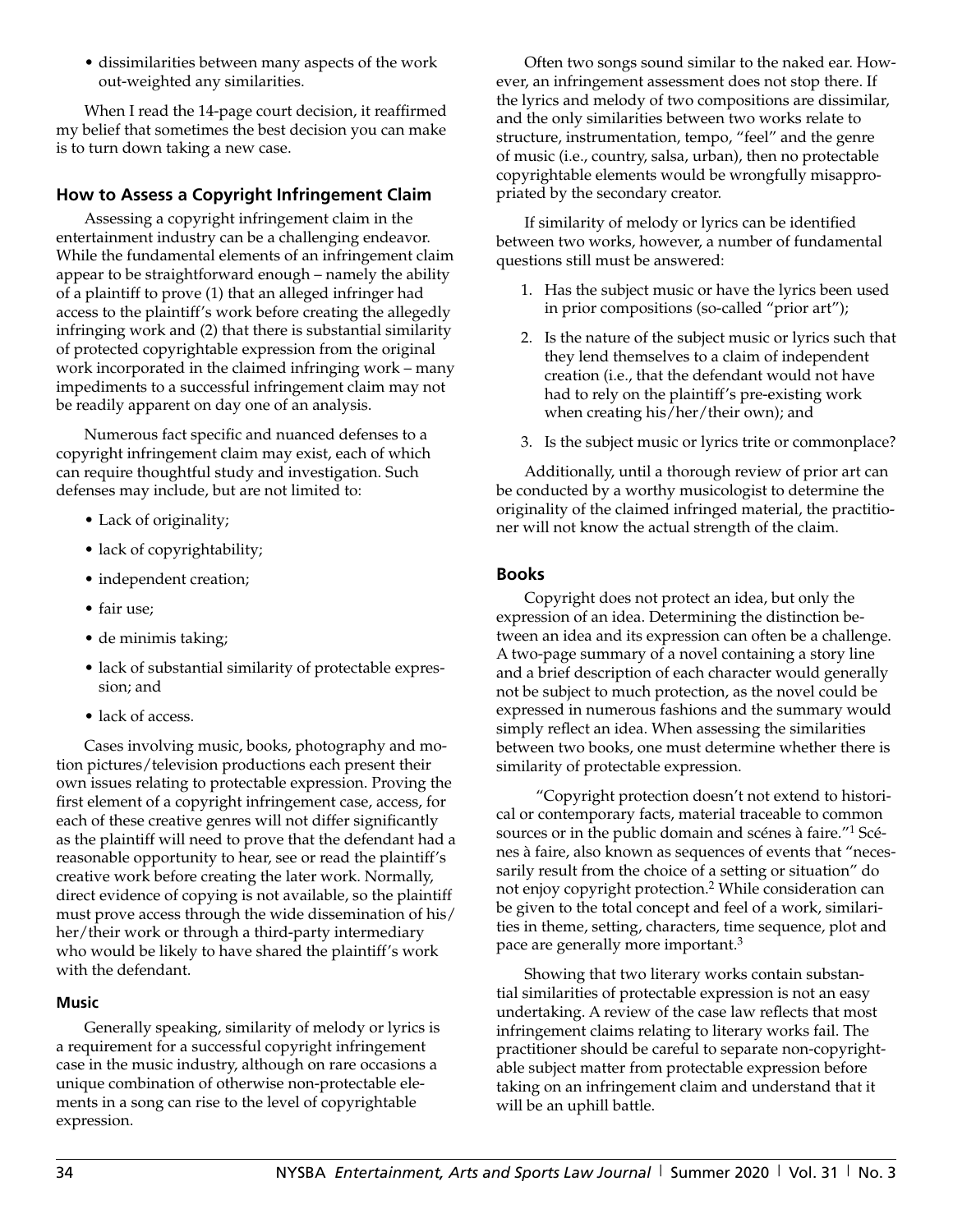- dissimilarities between many aspects of the work out-weighted any similarities.

When I read the 14-page court decision, it reaffirmed my belief that sometimes the best decision you can make is to turn down taking a new case.

### How to Assess a Copyright Infringement Claim

Assessing a copyright infringement claim in the entertainment industry can be a challenging endeavor. While the fundamental elements of an infringement claim appear to be straightforward enough – namely the ability of a plaintiff to prove (1) that an alleged infringer had access to the plaintiff's work before creating the allegedly infringing work and (2) that there is substantial similarity of protected copyrightable expression from the original work incorporated in the claimed infringing work – many impediments to a successful infringement claim may not be readily apparent on day one of an analysis.

Numerous fact specific and nuanced defenses to a copyright infringement claim may exist, each of which can require thoughtful study and investigation. Such defenses may include, but are not limited to:

- Lack of originality;
- lack of copyrightability;
- independent creation;
- fair use;
- de minimis taking;
- lack of substantial similarity of protectable expression; and
- lack of access.

Cases involving music, books, photography and motion pictures/television productions each present their own issues relating to protectable expression. Proving the first element of a copyright infringement case, access, for each of these creative genres will not differ significantly as the plaintiff will need to prove that the defendant had a reasonable opportunity to hear, see or read the plaintiff's creative work before creating the later work. Normally, direct evidence of copying is not available, so the plaintiff must prove access through the wide dissemination of his/her/their work or through a third-party intermediary who would be likely to have shared the plaintiff's work with the defendant.

#### Music

Generally speaking, similarity of melody or lyrics is a requirement for a successful copyright infringement case in the music industry, although on rare occasions a unique combination of otherwise non-protectable elements in a song can rise to the level of copyrightable expression.

Often two songs sound similar to the naked ear. However, an infringement assessment does not stop there. If the lyrics and melody of two compositions are dissimilar, and the only similarities between two works relate to structure, instrumentation, tempo, "feel" and the genre of music (i.e., country, salsa, urban), then no protectable copyrightable elements would be wrongfully misappropriated by the secondary creator.

If similarity of melody or lyrics can be identified between two works, however, a number of fundamental questions still must be answered:

1. Has the subject music or have the lyrics been used in prior compositions (so-called "prior art");
2. Is the nature of the subject music or lyrics such that they lend themselves to a claim of independent creation (i.e., that the defendant would not have had to rely on the plaintiff's pre-existing work when creating his/her/their own); and
3. Is the subject music or lyrics trite or commonplace?

Additionally, until a thorough review of prior art can be conducted by a worthy musicologist to determine the originality of the claimed infringed material, the practitioner will not know the actual strength of the claim.

### Books

Copyright does not protect an idea, but only the expression of an idea. Determining the distinction between an idea and its expression can often be a challenge. A two-page summary of a novel containing a story line and a brief description of each character would generally not be subject to much protection, as the novel could be expressed in numerous fashions and the summary would simply reflect an idea. When assessing the similarities between two books, one must determine whether there is similarity of protectable expression.

"Copyright protection doesn't not extend to historical or contemporary facts, material traceable to common sources or in the public domain and scénes à faire."[1] Scénes à faire, also known as sequences of events that "necessarily result from the choice of a setting or situation" do not enjoy copyright protection.[2] While consideration can be given to the total concept and feel of a work, similarities in theme, setting, characters, time sequence, plot and pace are generally more important.[3]

Showing that two literary works contain substantial similarities of protectable expression is not an easy undertaking. A review of the case law reflects that most infringement claims relating to literary works fail. The practitioner should be careful to separate non-copyrightable subject matter from protectable expression before taking on an infringement claim and understand that it will be an uphill battle.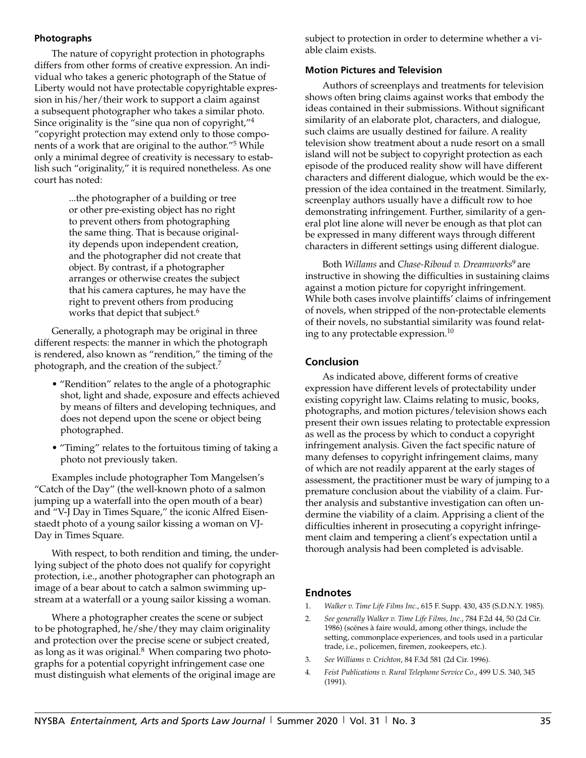### Photographs

The nature of copyright protection in photographs differs from other forms of creative expression. An individual who takes a generic photograph of the Statue of Liberty would not have protectable copyrightable expression in his/her/their work to support a claim against a subsequent photographer who takes a similar photo. Since originality is the "sine qua non of copyright,"[4] "copyright protection may extend only to those components of a work that are original to the author."[5] While only a minimal degree of creativity is necessary to establish such "originality," it is required nonetheless. As one court has noted:

> ...the photographer of a building or tree or other pre-existing object has no right to prevent others from photographing the same thing. That is because originality depends upon independent creation, and the photographer did not create that object. By contrast, if a photographer arranges or otherwise creates the subject that his camera captures, he may have the right to prevent others from producing works that depict that subject.[6]

Generally, a photograph may be original in three different respects: the manner in which the photograph is rendered, also known as "rendition," the timing of the photograph, and the creation of the subject.[7]

- "Rendition" relates to the angle of a photographic shot, light and shade, exposure and effects achieved by means of filters and developing techniques, and does not depend upon the scene or object being photographed.
- "Timing" relates to the fortuitous timing of taking a photo not previously taken.

Examples include photographer Tom Mangelsen's "Catch of the Day" (the well-known photo of a salmon jumping up a waterfall into the open mouth of a bear) and "V-J Day in Times Square," the iconic Alfred Eisenstaedt photo of a young sailor kissing a woman on VJ-Day in Times Square.

With respect, to both rendition and timing, the underlying subject of the photo does not qualify for copyright protection, i.e., another photographer can photograph an image of a bear about to catch a salmon swimming upstream at a waterfall or a young sailor kissing a woman.

Where a photographer creates the scene or subject to be photographed, he/she/they may claim originality and protection over the precise scene or subject created, as long as it was original.[8] When comparing two photographs for a potential copyright infringement case one must distinguish what elements of the original image are subject to protection in order to determine whether a viable claim exists.

### Motion Pictures and Television

Authors of screenplays and treatments for television shows often bring claims against works that embody the ideas contained in their submissions. Without significant similarity of an elaborate plot, characters, and dialogue, such claims are usually destined for failure. A reality television show treatment about a nude resort on a small island will not be subject to copyright protection as each episode of the produced reality show will have different characters and different dialogue, which would be the expression of the idea contained in the treatment. Similarly, screenplay authors usually have a difficult row to hoe demonstrating infringement. Further, similarity of a general plot line alone will never be enough as that plot can be expressed in many different ways through different characters in different settings using different dialogue.

Both *Willams* and *Chase-Riboud v. Dreamworks*[9] are instructive in showing the difficulties in sustaining claims against a motion picture for copyright infringement. While both cases involve plaintiffs' claims of infringement of novels, when stripped of the non-protectable elements of their novels, no substantial similarity was found relating to any protectable expression.[10]

## Conclusion

As indicated above, different forms of creative expression have different levels of protectability under existing copyright law. Claims relating to music, books, photographs, and motion pictures/television shows each present their own issues relating to protectable expression as well as the process by which to conduct a copyright infringement analysis. Given the fact specific nature of many defenses to copyright infringement claims, many of which are not readily apparent at the early stages of assessment, the practitioner must be wary of jumping to a premature conclusion about the viability of a claim. Further analysis and substantive investigation can often undermine the viability of a claim. Apprising a client of the difficulties inherent in prosecuting a copyright infringement claim and tempering a client's expectation until a thorough analysis had been completed is advisable.

## Endnotes

1. *Walker v. Time Life Films Inc.*, 615 F. Supp. 430, 435 (S.D.N.Y. 1985).
2. *See generally Walker v. Time Life Films, Inc.*, 784 F.2d 44, 50 (2d Cir. 1986) (scénes à faire would, among other things, include the setting, commonplace experiences, and tools used in a particular trade, i.e., policemen, firemen, zookeepers, etc.).
3. *See Williams v. Crichton*, 84 F.3d 581 (2d Cir. 1996).
4. *Feist Publications v. Rural Telephone Service Co.*, 499 U.S. 340, 345 (1991).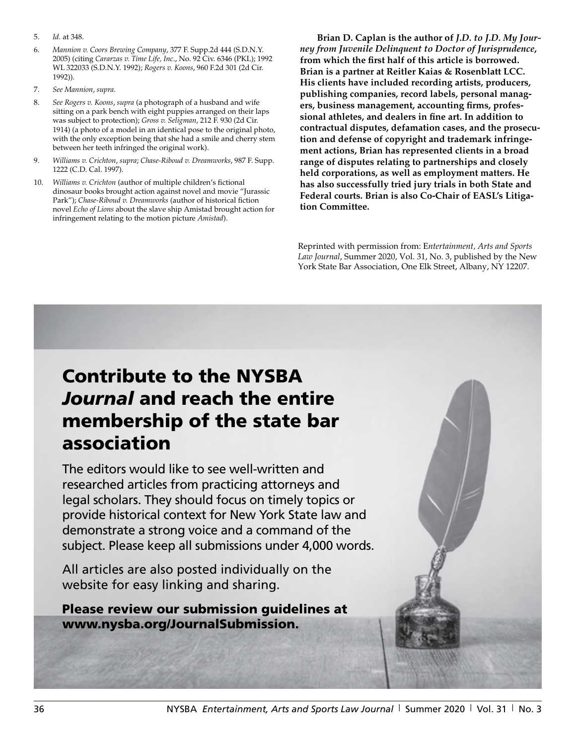5. *Id.* at 348.
6. *Mannion v. Coors Brewing Company*, 377 F. Supp.2d 444 (S.D.N.Y. 2005) (citing *Cararzas v. Time Life, Inc*., No. 92 Civ. 6346 (PKL); 1992 WL 322033 (S.D.N.Y. 1992); *Rogers v. Koons*, 960 F.2d 301 (2d Cir. 1992)).
7. *See Mannion*, *supra*.
8. *See Rogers v. Koons*, *supra* (a photograph of a husband and wife sitting on a park bench with eight puppies arranged on their laps was subject to protection); *Gross v. Seligman*, 212 F. 930 (2d Cir. 1914) (a photo of a model in an identical pose to the original photo, with the only exception being that she had a smile and cherry stem between her teeth infringed the original work).
9. *Williams v. Crichton*, *supra*; *Chase-Riboud v. Dreamworks*, 987 F. Supp. 1222 (C.D. Cal. 1997).
10. *Williams v. Crichton* (author of multiple children's fictional dinosaur books brought action against novel and movie "Jurassic Park"); *Chase-Riboud v. Dreamworks* (author of historical fiction novel *Echo of Lions* about the slave ship Amistad brought action for infringement relating to the motion picture *Amistad*).

**Brian D. Caplan is the author of *J.D. to J.D. My Journey from Juvenile Delinquent to Doctor of Jurisprudence*, from which the first half of this article is borrowed. Brian is a partner at Reitler Kaias & Rosenblatt LCC. His clients have included recording artists, producers, publishing companies, record labels, personal managers, business management, accounting firms, professional athletes, and dealers in fine art. In addition to contractual disputes, defamation cases, and the prosecution and defense of copyright and trademark infringement actions, Brian has represented clients in a broad range of disputes relating to partnerships and closely held corporations, as well as employment matters. He has also successfully tried jury trials in both State and Federal courts. Brian is also Co-Chair of EASL's Litigation Committee.**

Reprinted with permission from: E*ntertainment, Arts and Sports Law Journal*, Summer 2020, Vol. 31, No. 3, published by the New York State Bar Association, One Elk Street, Albany, NY 12207.

# Contribute to the NYSBA *Journal* and reach the entire membership of the state bar association

The editors would like to see well-written and researched articles from practicing attorneys and legal scholars. They should focus on timely topics or provide historical context for New York State law and demonstrate a strong voice and a command of the subject. Please keep all submissions under 4,000 words.

All articles are also posted individually on the website for easy linking and sharing.

**Please review our submission guidelines at www.nysba.org/JournalSubmission.**